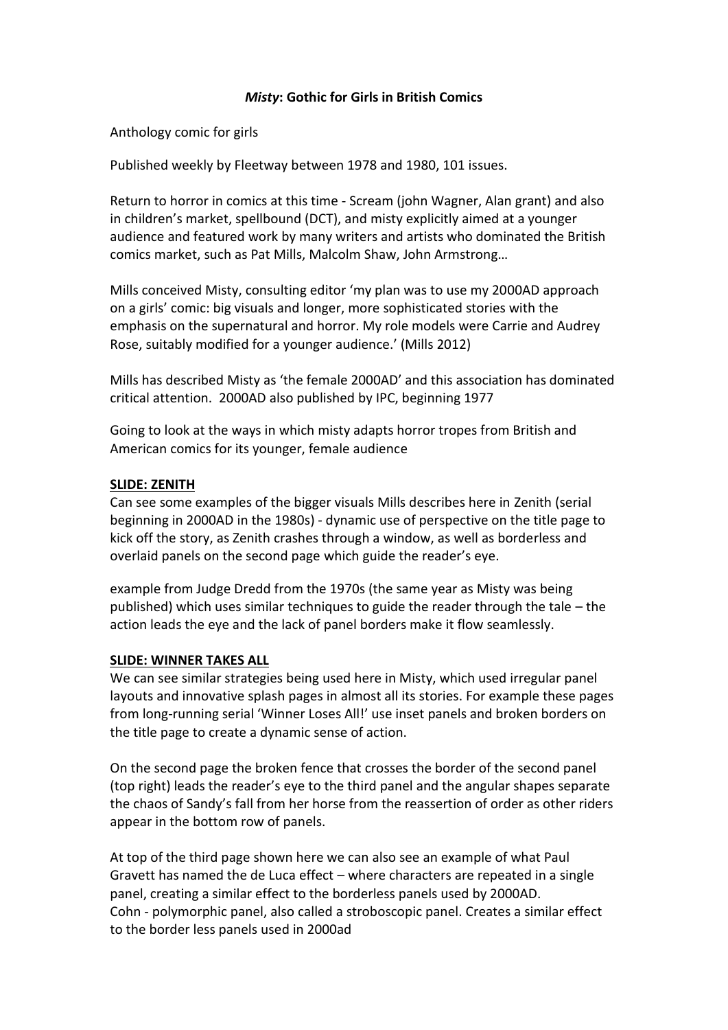# *Misty*: Gothic for Girls in British Comics

Anthology comic for girls

Published weekly by Fleetway between 1978 and 1980, 101 issues.

Return to horror in comics at this time - Scream (john Wagner, Alan grant) and also in children's market, spellbound (DCT), and misty explicitly aimed at a younger audience and featured work by many writers and artists who dominated the British comics market, such as Pat Mills, Malcolm Shaw, John Armstrong…

Mills conceived Misty, consulting editor 'my plan was to use my 2000AD approach on a girls' comic: big visuals and longer, more sophisticated stories with the emphasis on the supernatural and horror. My role models were Carrie and Audrey Rose, suitably modified for a younger audience.' (Mills 2012)

Mills has described Misty as 'the female 2000AD' and this association has dominated critical attention. 2000AD also published by IPC, beginning 1977

Going to look at the ways in which misty adapts horror tropes from British and American comics for its younger, female audience

**SLIDE: ZENITH**

Can see some examples of the bigger visuals Mills describes here in Zenith (serial beginning in 2000AD in the 1980s) - dynamic use of perspective on the title page to kick off the story, as Zenith crashes through a window, as well as borderless and overlaid panels on the second page which guide the reader's eye.

example from Judge Dredd from the 1970s (the same year as Misty was being published) which uses similar techniques to guide the reader through the tale – the action leads the eye and the lack of panel borders make it flow seamlessly.

**SLIDE: WINNER TAKES ALL**

We can see similar strategies being used here in Misty, which used irregular panel layouts and innovative splash pages in almost all its stories. For example these pages from long-running serial 'Winner Loses All!' use inset panels and broken borders on the title page to create a dynamic sense of action.

On the second page the broken fence that crosses the border of the second panel (top right) leads the reader's eye to the third panel and the angular shapes separate the chaos of Sandy's fall from her horse from the reassertion of order as other riders appear in the bottom row of panels.

At top of the third page shown here we can also see an example of what Paul Gravett has named the de Luca effect – where characters are repeated in a single panel, creating a similar effect to the borderless panels used by 2000AD.
Cohn - polymorphic panel, also called a stroboscopic panel. Creates a similar effect to the border less panels used in 2000ad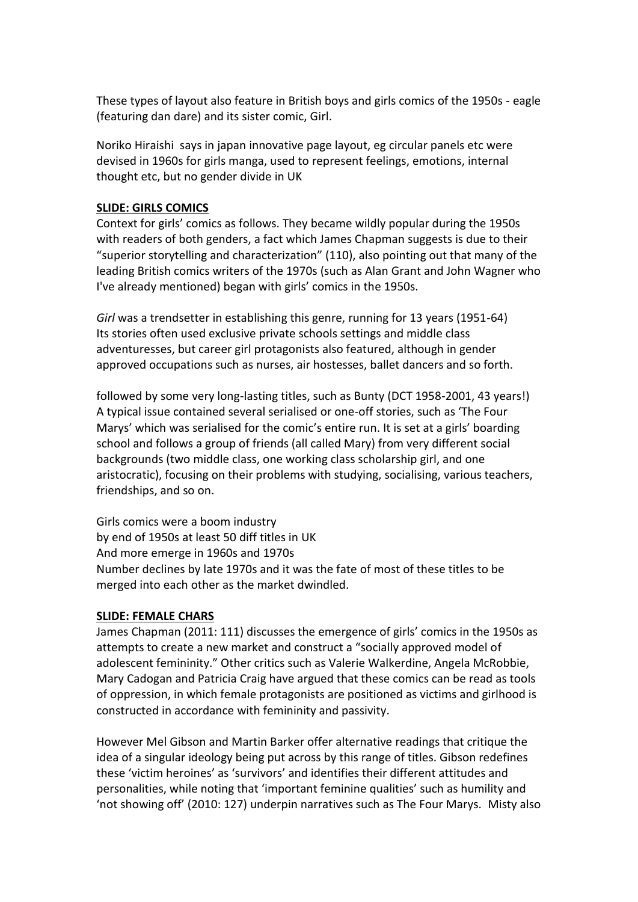These types of layout also feature in British boys and girls comics of the 1950s - eagle (featuring dan dare) and its sister comic, Girl.

Noriko Hiraishi says in japan innovative page layout, eg circular panels etc were devised in 1960s for girls manga, used to represent feelings, emotions, internal thought etc, but no gender divide in UK

**SLIDE: GIRLS COMICS**

Context for girls' comics as follows. They became wildly popular during the 1950s with readers of both genders, a fact which James Chapman suggests is due to their "superior storytelling and characterization" (110), also pointing out that many of the leading British comics writers of the 1970s (such as Alan Grant and John Wagner who I've already mentioned) began with girls' comics in the 1950s.

*Girl* was a trendsetter in establishing this genre, running for 13 years (1951-64)
Its stories often used exclusive private schools settings and middle class adventuresses, but career girl protagonists also featured, although in gender approved occupations such as nurses, air hostesses, ballet dancers and so forth.

followed by some very long-lasting titles, such as Bunty (DCT 1958-2001, 43 years!)
A typical issue contained several serialised or one-off stories, such as 'The Four Marys' which was serialised for the comic's entire run. It is set at a girls' boarding school and follows a group of friends (all called Mary) from very different social backgrounds (two middle class, one working class scholarship girl, and one aristocratic), focusing on their problems with studying, socialising, various teachers, friendships, and so on.

Girls comics were a boom industry
by end of 1950s at least 50 diff titles in UK
And more emerge in 1960s and 1970s
Number declines by late 1970s and it was the fate of most of these titles to be merged into each other as the market dwindled.

**SLIDE: FEMALE CHARS**

James Chapman (2011: 111) discusses the emergence of girls' comics in the 1950s as attempts to create a new market and construct a "socially approved model of adolescent femininity." Other critics such as Valerie Walkerdine, Angela McRobbie, Mary Cadogan and Patricia Craig have argued that these comics can be read as tools of oppression, in which female protagonists are positioned as victims and girlhood is constructed in accordance with femininity and passivity.

However Mel Gibson and Martin Barker offer alternative readings that critique the idea of a singular ideology being put across by this range of titles. Gibson redefines these 'victim heroines' as 'survivors' and identifies their different attitudes and personalities, while noting that 'important feminine qualities' such as humility and 'not showing off' (2010: 127) underpin narratives such as The Four Marys. Misty also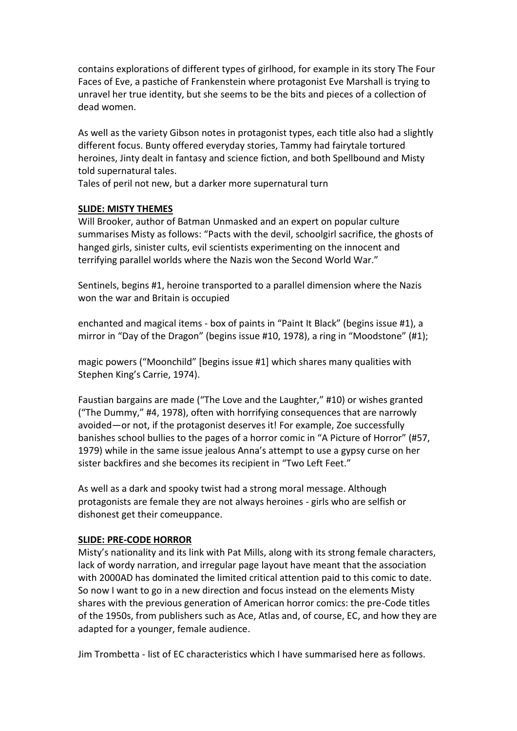contains explorations of different types of girlhood, for example in its story The Four Faces of Eve, a pastiche of Frankenstein where protagonist Eve Marshall is trying to unravel her true identity, but she seems to be the bits and pieces of a collection of dead women.

As well as the variety Gibson notes in protagonist types, each title also had a slightly different focus. Bunty offered everyday stories, Tammy had fairytale tortured heroines, Jinty dealt in fantasy and science fiction, and both Spellbound and Misty told supernatural tales.
Tales of peril not new, but a darker more supernatural turn

**SLIDE: MISTY THEMES**

Will Brooker, author of Batman Unmasked and an expert on popular culture summarises Misty as follows: "Pacts with the devil, schoolgirl sacrifice, the ghosts of hanged girls, sinister cults, evil scientists experimenting on the innocent and terrifying parallel worlds where the Nazis won the Second World War."

Sentinels, begins #1, heroine transported to a parallel dimension where the Nazis won the war and Britain is occupied

enchanted and magical items - box of paints in "Paint It Black" (begins issue #1), a mirror in "Day of the Dragon" (begins issue #10, 1978), a ring in "Moodstone" (#1);

magic powers ("Moonchild" [begins issue #1] which shares many qualities with Stephen King's Carrie, 1974).

Faustian bargains are made ("The Love and the Laughter," #10) or wishes granted ("The Dummy," #4, 1978), often with horrifying consequences that are narrowly avoided—or not, if the protagonist deserves it! For example, Zoe successfully banishes school bullies to the pages of a horror comic in "A Picture of Horror" (#57, 1979) while in the same issue jealous Anna's attempt to use a gypsy curse on her sister backfires and she becomes its recipient in "Two Left Feet."

As well as a dark and spooky twist had a strong moral message. Although protagonists are female they are not always heroines - girls who are selfish or dishonest get their comeuppance.

**SLIDE: PRE-CODE HORROR**

Misty's nationality and its link with Pat Mills, along with its strong female characters, lack of wordy narration, and irregular page layout have meant that the association with 2000AD has dominated the limited critical attention paid to this comic to date. So now I want to go in a new direction and focus instead on the elements Misty shares with the previous generation of American horror comics: the pre-Code titles of the 1950s, from publishers such as Ace, Atlas and, of course, EC, and how they are adapted for a younger, female audience.

Jim Trombetta - list of EC characteristics which I have summarised here as follows.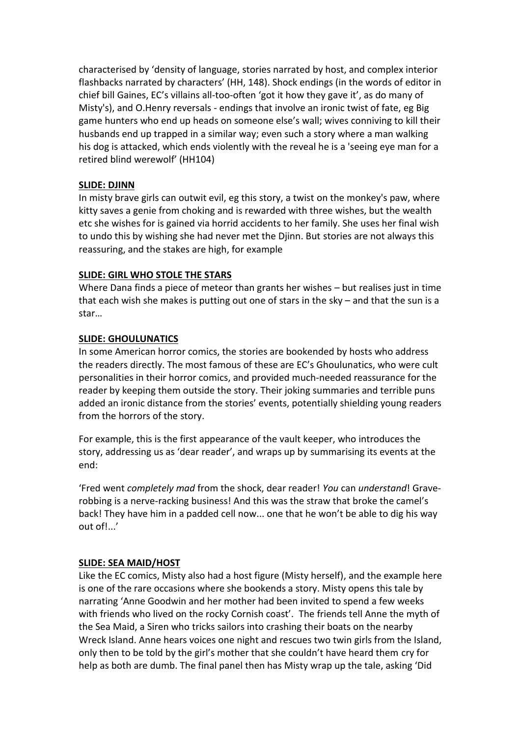characterised by 'density of language, stories narrated by host, and complex interior flashbacks narrated by characters' (HH, 148). Shock endings (in the words of editor in chief bill Gaines, EC's villains all-too-often 'got it how they gave it', as do many of Misty's), and O.Henry reversals - endings that involve an ironic twist of fate, eg Big game hunters who end up heads on someone else's wall; wives conniving to kill their husbands end up trapped in a similar way; even such a story where a man walking his dog is attacked, which ends violently with the reveal he is a 'seeing eye man for a retired blind werewolf' (HH104)

**SLIDE: DJINN**

In misty brave girls can outwit evil, eg this story, a twist on the monkey's paw, where kitty saves a genie from choking and is rewarded with three wishes, but the wealth etc she wishes for is gained via horrid accidents to her family. She uses her final wish to undo this by wishing she had never met the Djinn. But stories are not always this reassuring, and the stakes are high, for example

**SLIDE: GIRL WHO STOLE THE STARS**

Where Dana finds a piece of meteor than grants her wishes – but realises just in time that each wish she makes is putting out one of stars in the sky – and that the sun is a star…

**SLIDE: GHOULUNATICS**

In some American horror comics, the stories are bookended by hosts who address the readers directly. The most famous of these are EC's Ghoulunatics, who were cult personalities in their horror comics, and provided much-needed reassurance for the reader by keeping them outside the story. Their joking summaries and terrible puns added an ironic distance from the stories' events, potentially shielding young readers from the horrors of the story.

For example, this is the first appearance of the vault keeper, who introduces the story, addressing us as 'dear reader', and wraps up by summarising its events at the end:

'Fred went *completely mad* from the shock, dear reader! *You* can *understand*! Grave-robbing is a nerve-racking business! And this was the straw that broke the camel's back! They have him in a padded cell now... one that he won't be able to dig his way out of!...'

**SLIDE: SEA MAID/HOST**

Like the EC comics, Misty also had a host figure (Misty herself), and the example here is one of the rare occasions where she bookends a story. Misty opens this tale by narrating 'Anne Goodwin and her mother had been invited to spend a few weeks with friends who lived on the rocky Cornish coast'. The friends tell Anne the myth of the Sea Maid, a Siren who tricks sailors into crashing their boats on the nearby Wreck Island. Anne hears voices one night and rescues two twin girls from the Island, only then to be told by the girl's mother that she couldn't have heard them cry for help as both are dumb. The final panel then has Misty wrap up the tale, asking 'Did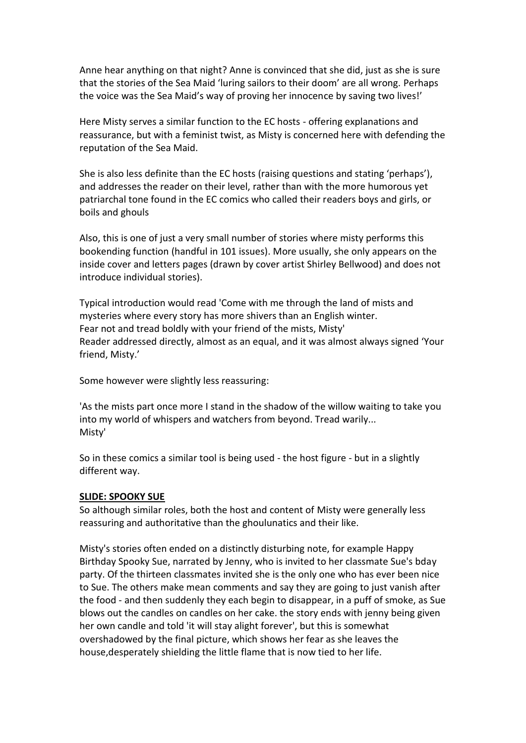Anne hear anything on that night? Anne is convinced that she did, just as she is sure that the stories of the Sea Maid 'luring sailors to their doom' are all wrong. Perhaps the voice was the Sea Maid's way of proving her innocence by saving two lives!'

Here Misty serves a similar function to the EC hosts - offering explanations and reassurance, but with a feminist twist, as Misty is concerned here with defending the reputation of the Sea Maid.

She is also less definite than the EC hosts (raising questions and stating 'perhaps'), and addresses the reader on their level, rather than with the more humorous yet patriarchal tone found in the EC comics who called their readers boys and girls, or boils and ghouls

Also, this is one of just a very small number of stories where misty performs this bookending function (handful in 101 issues). More usually, she only appears on the inside cover and letters pages (drawn by cover artist Shirley Bellwood) and does not introduce individual stories).

Typical introduction would read 'Come with me through the land of mists and mysteries where every story has more shivers than an English winter.
Fear not and tread boldly with your friend of the mists, Misty'
Reader addressed directly, almost as an equal, and it was almost always signed 'Your friend, Misty.'

Some however were slightly less reassuring:

'As the mists part once more I stand in the shadow of the willow waiting to take you into my world of whispers and watchers from beyond. Tread warily...
Misty'

So in these comics a similar tool is being used - the host figure - but in a slightly different way.

**SLIDE: SPOOKY SUE**

So although similar roles, both the host and content of Misty were generally less reassuring and authoritative than the ghoulunatics and their like.

Misty's stories often ended on a distinctly disturbing note, for example Happy Birthday Spooky Sue, narrated by Jenny, who is invited to her classmate Sue's bday party. Of the thirteen classmates invited she is the only one who has ever been nice to Sue. The others make mean comments and say they are going to just vanish after the food - and then suddenly they each begin to disappear, in a puff of smoke, as Sue blows out the candles on candles on her cake. the story ends with jenny being given her own candle and told 'it will stay alight forever', but this is somewhat overshadowed by the final picture, which shows her fear as she leaves the house,desperately shielding the little flame that is now tied to her life.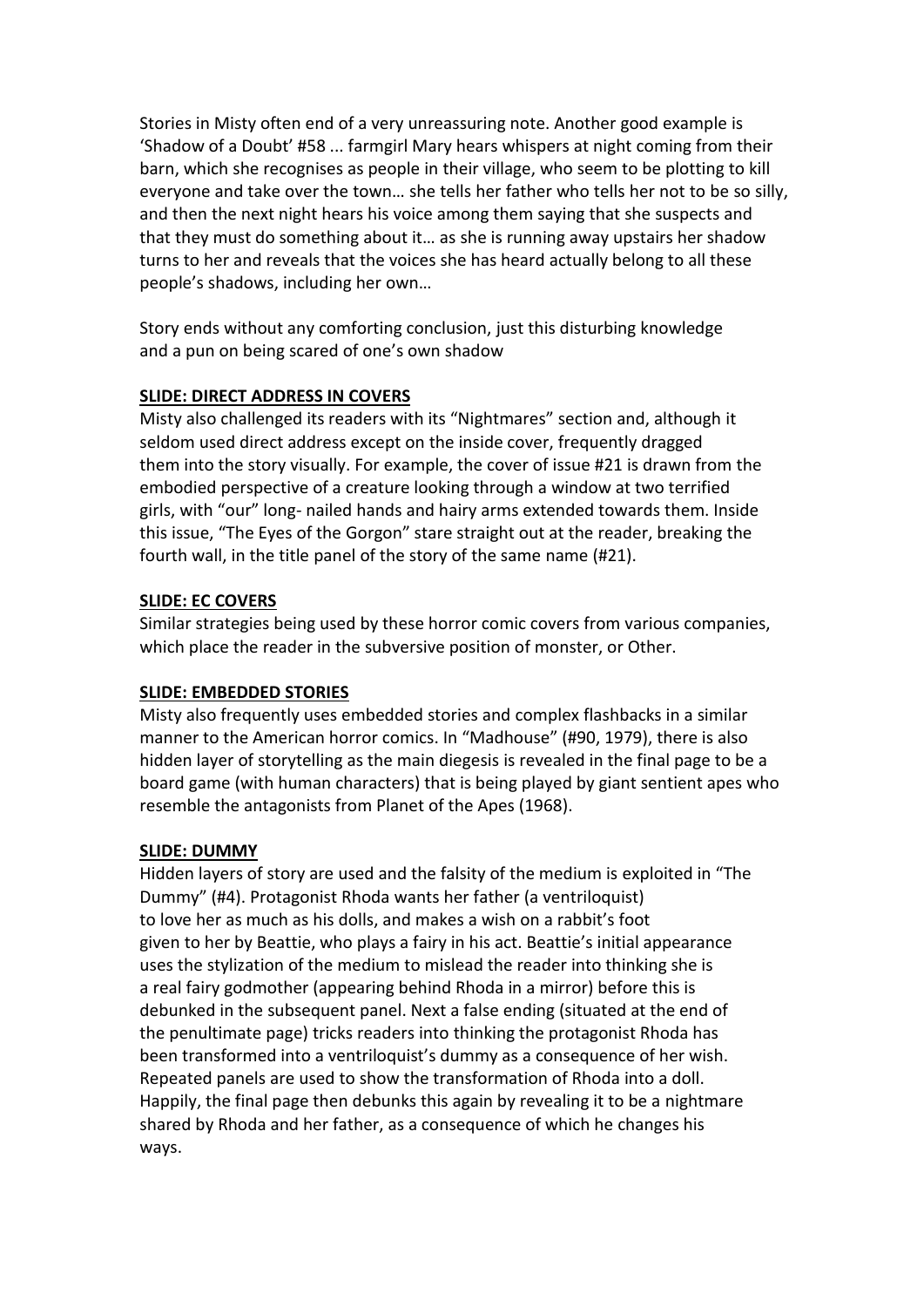Stories in Misty often end of a very unreassuring note. Another good example is 'Shadow of a Doubt' #58 ... farmgirl Mary hears whispers at night coming from their barn, which she recognises as people in their village, who seem to be plotting to kill everyone and take over the town… she tells her father who tells her not to be so silly, and then the next night hears his voice among them saying that she suspects and that they must do something about it… as she is running away upstairs her shadow turns to her and reveals that the voices she has heard actually belong to all these people's shadows, including her own…

Story ends without any comforting conclusion, just this disturbing knowledge and a pun on being scared of one's own shadow

**SLIDE: DIRECT ADDRESS IN COVERS**

Misty also challenged its readers with its "Nightmares" section and, although it seldom used direct address except on the inside cover, frequently dragged them into the story visually. For example, the cover of issue #21 is drawn from the embodied perspective of a creature looking through a window at two terrified girls, with "our" long- nailed hands and hairy arms extended towards them. Inside this issue, "The Eyes of the Gorgon" stare straight out at the reader, breaking the fourth wall, in the title panel of the story of the same name (#21).

**SLIDE: EC COVERS**

Similar strategies being used by these horror comic covers from various companies, which place the reader in the subversive position of monster, or Other.

**SLIDE: EMBEDDED STORIES**

Misty also frequently uses embedded stories and complex flashbacks in a similar manner to the American horror comics. In "Madhouse" (#90, 1979), there is also hidden layer of storytelling as the main diegesis is revealed in the final page to be a board game (with human characters) that is being played by giant sentient apes who resemble the antagonists from Planet of the Apes (1968).

**SLIDE: DUMMY**

Hidden layers of story are used and the falsity of the medium is exploited in "The Dummy" (#4). Protagonist Rhoda wants her father (a ventriloquist) to love her as much as his dolls, and makes a wish on a rabbit's foot given to her by Beattie, who plays a fairy in his act. Beattie's initial appearance uses the stylization of the medium to mislead the reader into thinking she is a real fairy godmother (appearing behind Rhoda in a mirror) before this is debunked in the subsequent panel. Next a false ending (situated at the end of the penultimate page) tricks readers into thinking the protagonist Rhoda has been transformed into a ventriloquist's dummy as a consequence of her wish. Repeated panels are used to show the transformation of Rhoda into a doll. Happily, the final page then debunks this again by revealing it to be a nightmare shared by Rhoda and her father, as a consequence of which he changes his ways.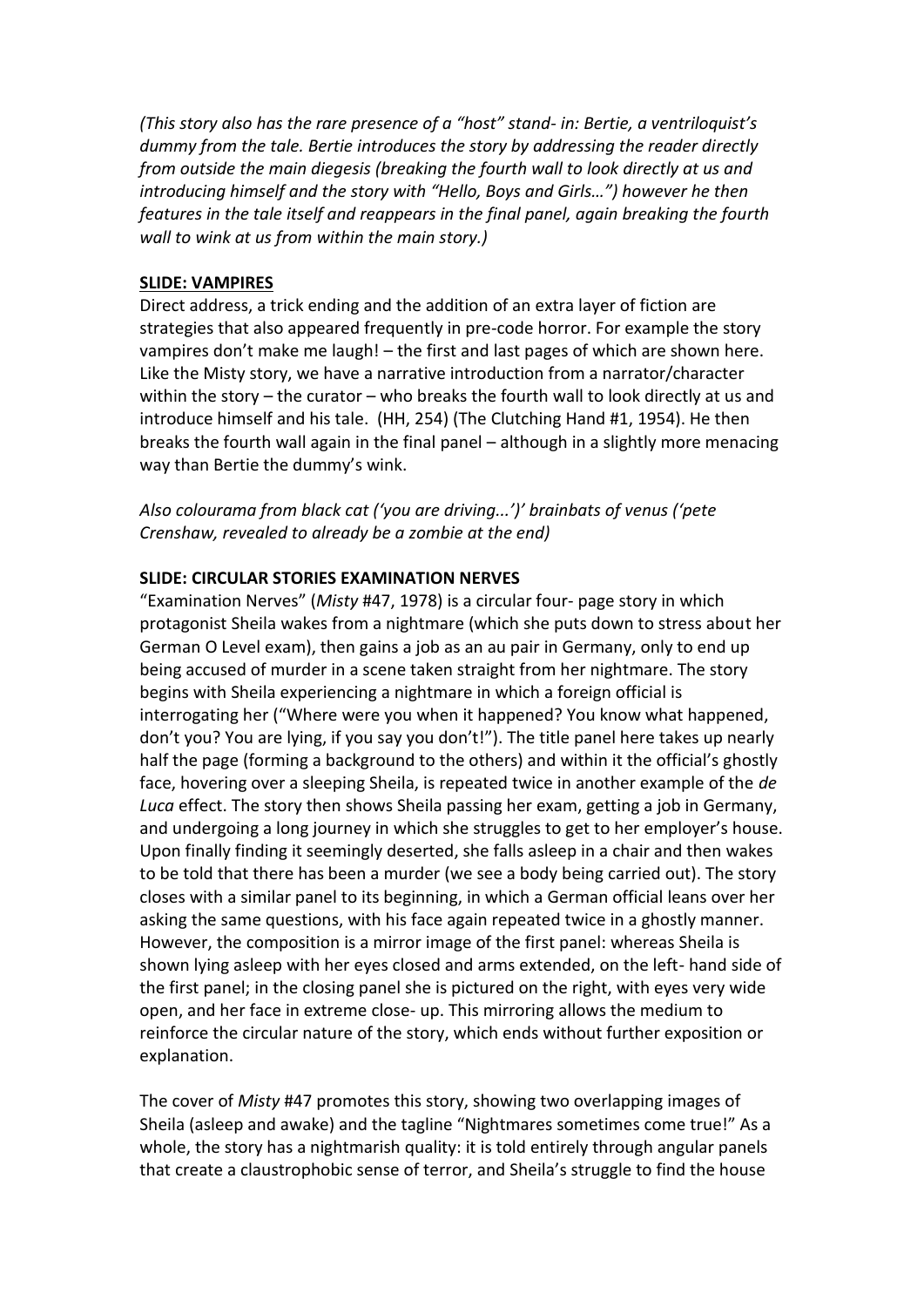*(This story also has the rare presence of a "host" stand- in: Bertie, a ventriloquist's dummy from the tale. Bertie introduces the story by addressing the reader directly from outside the main diegesis (breaking the fourth wall to look directly at us and introducing himself and the story with "Hello, Boys and Girls…") however he then features in the tale itself and reappears in the final panel, again breaking the fourth wall to wink at us from within the main story.)*

**SLIDE: VAMPIRES**

Direct address, a trick ending and the addition of an extra layer of fiction are strategies that also appeared frequently in pre-code horror. For example the story vampires don't make me laugh! – the first and last pages of which are shown here. Like the Misty story, we have a narrative introduction from a narrator/character within the story – the curator – who breaks the fourth wall to look directly at us and introduce himself and his tale. (HH, 254) (The Clutching Hand #1, 1954). He then breaks the fourth wall again in the final panel – although in a slightly more menacing way than Bertie the dummy's wink.

*Also colourama from black cat ('you are driving...')' brainbats of venus ('pete Crenshaw, revealed to already be a zombie at the end)*

**SLIDE: CIRCULAR STORIES EXAMINATION NERVES**

"Examination Nerves" (*Misty* #47, 1978) is a circular four- page story in which protagonist Sheila wakes from a nightmare (which she puts down to stress about her German O Level exam), then gains a job as an au pair in Germany, only to end up being accused of murder in a scene taken straight from her nightmare. The story begins with Sheila experiencing a nightmare in which a foreign official is interrogating her ("Where were you when it happened? You know what happened, don't you? You are lying, if you say you don't!"). The title panel here takes up nearly half the page (forming a background to the others) and within it the official's ghostly face, hovering over a sleeping Sheila, is repeated twice in another example of the *de Luca* effect. The story then shows Sheila passing her exam, getting a job in Germany, and undergoing a long journey in which she struggles to get to her employer's house. Upon finally finding it seemingly deserted, she falls asleep in a chair and then wakes to be told that there has been a murder (we see a body being carried out). The story closes with a similar panel to its beginning, in which a German official leans over her asking the same questions, with his face again repeated twice in a ghostly manner. However, the composition is a mirror image of the first panel: whereas Sheila is shown lying asleep with her eyes closed and arms extended, on the left- hand side of the first panel; in the closing panel she is pictured on the right, with eyes very wide open, and her face in extreme close- up. This mirroring allows the medium to reinforce the circular nature of the story, which ends without further exposition or explanation.

The cover of *Misty* #47 promotes this story, showing two overlapping images of Sheila (asleep and awake) and the tagline "Nightmares sometimes come true!" As a whole, the story has a nightmarish quality: it is told entirely through angular panels that create a claustrophobic sense of terror, and Sheila's struggle to find the house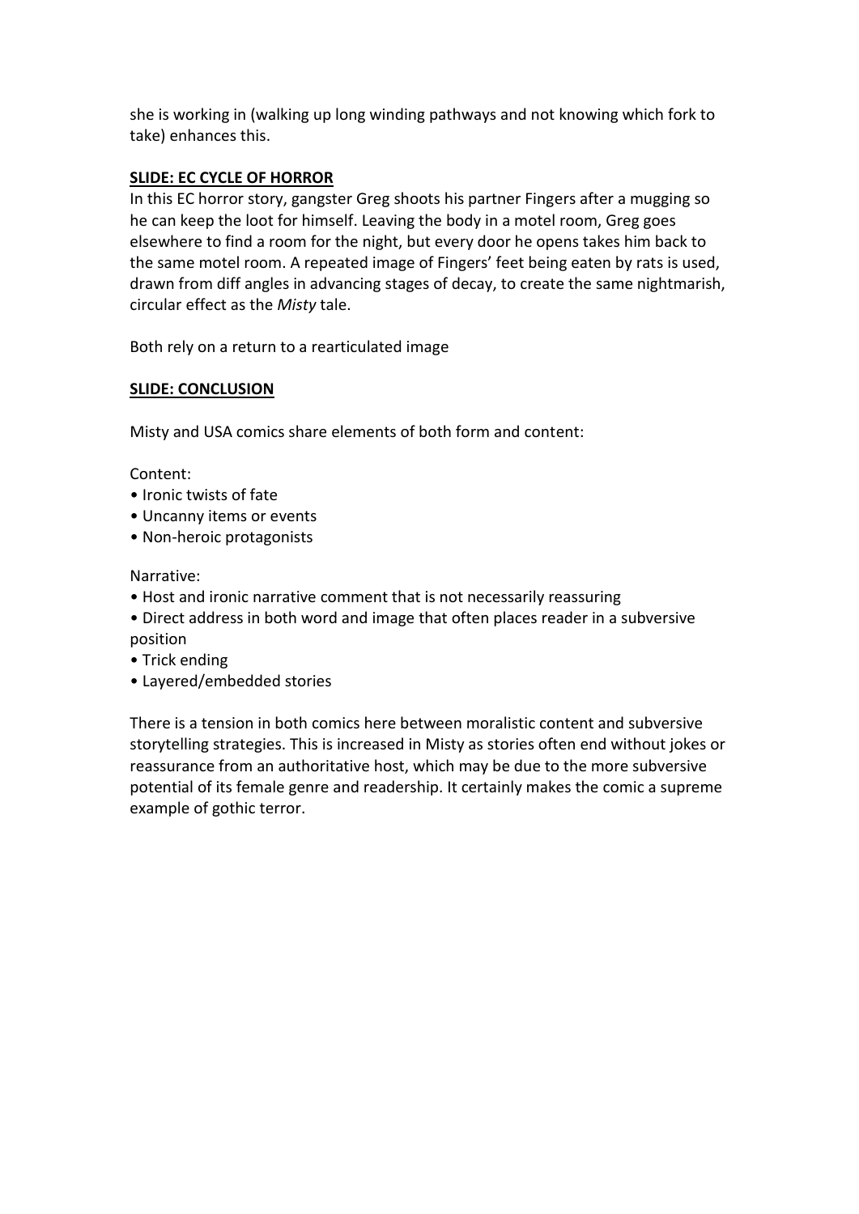she is working in (walking up long winding pathways and not knowing which fork to take) enhances this.

**SLIDE: EC CYCLE OF HORROR**

In this EC horror story, gangster Greg shoots his partner Fingers after a mugging so he can keep the loot for himself. Leaving the body in a motel room, Greg goes elsewhere to find a room for the night, but every door he opens takes him back to the same motel room. A repeated image of Fingers' feet being eaten by rats is used, drawn from diff angles in advancing stages of decay, to create the same nightmarish, circular effect as the *Misty* tale.

Both rely on a return to a rearticulated image

**SLIDE: CONCLUSION**

Misty and USA comics share elements of both form and content:

Content:

- Ironic twists of fate
- Uncanny items or events
- Non-heroic protagonists

Narrative:

- Host and ironic narrative comment that is not necessarily reassuring
- Direct address in both word and image that often places reader in a subversive position
- Trick ending
- Layered/embedded stories

There is a tension in both comics here between moralistic content and subversive storytelling strategies. This is increased in Misty as stories often end without jokes or reassurance from an authoritative host, which may be due to the more subversive potential of its female genre and readership. It certainly makes the comic a supreme example of gothic terror.